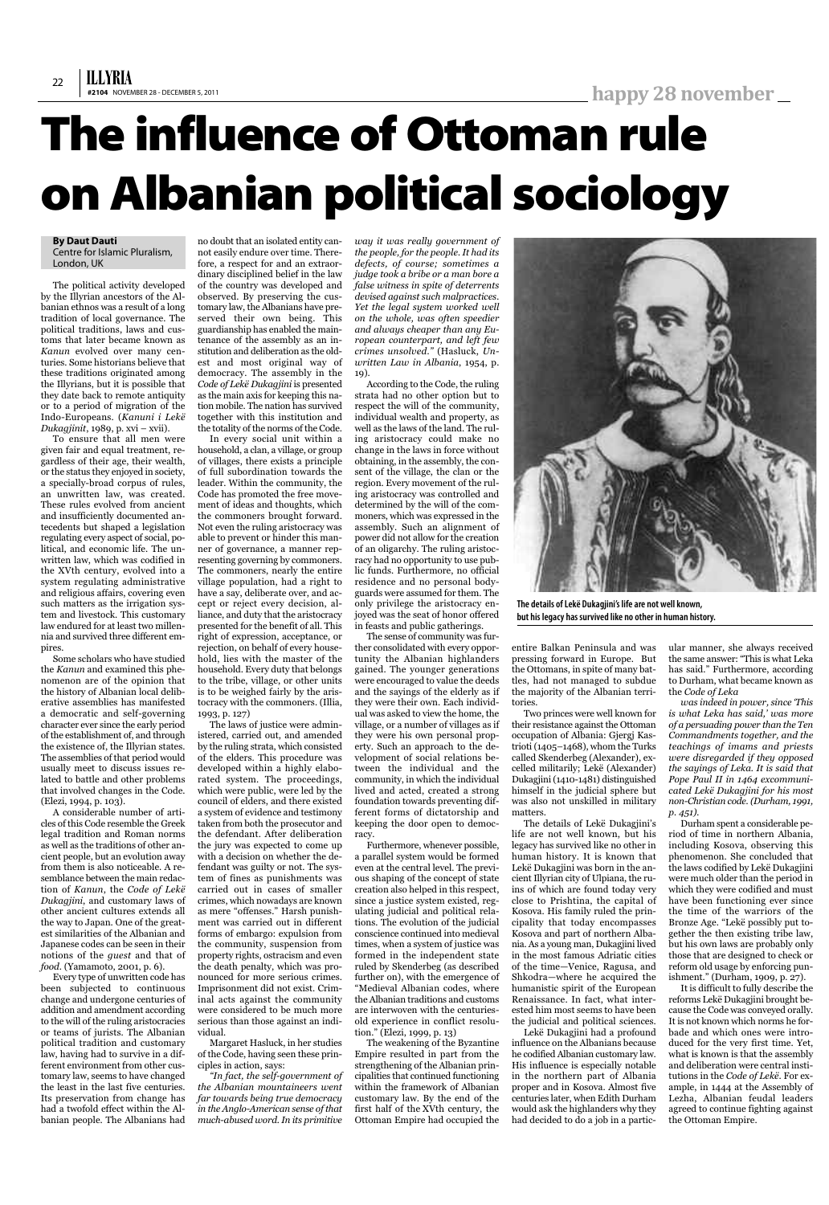# The influence of Ottoman rule on Albanian political sociology

**By Daut Dauti**
Centre for Islamic Pluralism, London, UK

The political activity developed by the Illyrian ancestors of the Albanian ethnos was a result of a long tradition of local governance. The political traditions, laws and customs that later became known as *Kanun* evolved over many centuries. Some historians believe that these traditions originated among the Illyrians, but it is possible that they date back to remote antiquity or to a period of migration of the Indo-Europeans. (*Kanuni i Lekë Dukagjinit*, 1989, p. xvi – xvii).

To ensure that all men were given fair and equal treatment, regardless of their age, their wealth, or the status they enjoyed in society, a specially-broad corpus of rules, an unwritten law, was created. These rules evolved from ancient and insufficiently documented antecedents but shaped a legislation regulating every aspect of social, political, and economic life. The unwritten law, which was codified in the XVth century, evolved into a system regulating administrative and religious affairs, covering even such matters as the irrigation system and livestock. This customary law endured for at least two millennia and survived three different empires.

Some scholars who have studied the *Kanun* and examined this phenomenon are of the opinion that the history of Albanian local deliberative assemblies has manifested a democratic and self-governing character ever since the early period of the establishment of, and through the existence of, the Illyrian states. The assemblies of that period would usually meet to discuss issues related to battle and other problems that involved changes in the Code. (Elezi, 1994, p. 103).

A considerable number of articles of this Code resemble the Greek legal tradition and Roman norms as well as the traditions of other ancient people, but an evolution away from them is also noticeable. A resemblance between the main redaction of *Kanun*, the *Code of Lekë Dukagjini*, and customary laws of other ancient cultures extends all the way to Japan. One of the greatest similarities of the Albanian and Japanese codes can be seen in their notions of the *guest* and that of *food*. (Yamamoto, 2001, p. 6).

Every type of unwritten code has been subjected to continuous change and undergone centuries of addition and amendment according to the will of the ruling aristocracies or teams of jurists. The Albanian political tradition and customary law, having had to survive in a different environment from other customary law, seems to have changed the least in the last five centuries. Its preservation from change has had a twofold effect within the Albanian people. The Albanians had no doubt that an isolated entity cannot easily endure over time. Therefore, a respect for and an extraordinary disciplined belief in the law of the country was developed and observed. By preserving the customary law, the Albanians have preserved their own being. This guardianship has enabled the maintenance of the assembly as an institution and deliberation as the oldest and most original way of democracy. The assembly in the *Code of Lekë Dukagjini* is presented as the main axis for keeping this nation mobile. The nation has survived together with this institution and the totality of the norms of the Code.

In every social unit within a household, a clan, a village, or group of villages, there exists a principle of full subordination towards the leader. Within the community, the Code has promoted the free movement of ideas and thoughts, which the commoners brought forward. Not even the ruling aristocracy was able to prevent or hinder this manner of governance, a manner representing governing by commoners. The commoners, nearly the entire village population, had a right to have a say, deliberate over, and accept or reject every decision, alliance, and duty that the aristocracy presented for the benefit of all. This right of expression, acceptance, or rejection, on behalf of every household, lies with the master of the household. Every duty that belongs to the tribe, village, or other units is to be weighed fairly by the aristocracy with the commoners. (Illia, 1993, p. 127)

The laws of justice were administered, carried out, and amended by the ruling strata, which consisted of the elders. This procedure was developed within a highly elaborated system. The proceedings, which were public, were led by the council of elders, and there existed a system of evidence and testimony taken from both the prosecutor and the defendant. After deliberation the jury was expected to come up with a decision on whether the defendant was guilty or not. The system of fines as punishments was carried out in cases of smaller crimes, which nowadays are known as mere "offenses." Harsh punishment was carried out in different forms of embargo: expulsion from the community, suspension from property rights, ostracism and even the death penalty, which was pronounced for more serious crimes. Imprisonment did not exist. Criminal acts against the community were considered to be much more serious than those against an individual.

Margaret Hasluck, in her studies of the Code, having seen these principles in action, says:

*"In fact, the self-government of the Albanian mountaineers went far towards being true democracy in the Anglo-American sense of that much-abused word. In its primitive way it was really government of the people, for the people. It had its defects, of course; sometimes a judge took a bribe or a man bore a false witness in spite of deterrents devised against such malpractices. Yet the legal system worked well on the whole, was often speedier and always cheaper than any European counterpart, and left few crimes unsolved."* (Hasluck, *Unwritten Law in Albania*, 1954, p. 19).

According to the Code, the ruling strata had no other option but to respect the will of the community, individual wealth and property, as well as the laws of the land. The ruling aristocracy could make no change in the laws in force without obtaining, in the assembly, the consent of the village, the clan or the region. Every movement of the ruling aristocracy was controlled and determined by the will of the commoners, which was expressed in the assembly. Such an alignment of power did not allow for the creation of an oligarchy. The ruling aristocracy had no opportunity to use public funds. Furthermore, no official residence and no personal bodyguards were assumed for them. The only privilege the aristocracy enjoyed was the seat of honor offered in feasts and public gatherings.

The sense of community was further consolidated with every opportunity the Albanian highlanders gained. The younger generations were encouraged to value the deeds and the sayings of the elderly as if they were their own. Each individual was asked to view the home, the village, or a number of villages as if they were his own personal property. Such an approach to the development of social relations between the individual and the community, in which the individual lived and acted, created a strong foundation towards preventing different forms of dictatorship and keeping the door open to democracy.

Furthermore, whenever possible, a parallel system would be formed even at the central level. The previous shaping of the concept of state creation also helped in this respect, since a justice system existed, regulating judicial and political relations. The evolution of the judicial conscience continued into medieval times, when a system of justice was formed in the independent state ruled by Skenderbeg (as described further on), with the emergence of "Medieval Albanian codes, where the Albanian traditions and customs are interwoven with the centuries-old experience in conflict resolution." (Elezi, 1999, p. 13)

The weakening of the Byzantine Empire resulted in part from the strengthening of the Albanian principalities that continued functioning within the framework of Albanian customary law. By the end of the first half of the XVth century, the Ottoman Empire had occupied the entire Balkan Peninsula and was pressing forward in Europe. But the Ottomans, in spite of many battles, had not managed to subdue the majority of the Albanian territories.

Two princes were well known for their resistance against the Ottoman occupation of Albania: Gjergj Kastrioti (1405–1468), whom the Turks called Skenderbeg (Alexander), excelled militarily; Lekë (Alexander) Dukagjini (1410-1481) distinguished himself in the judicial sphere but was also not unskilled in military matters.

The details of Lekë Dukagjini's life are not well known, but his legacy has survived like no other in human history. It is known that Lekë Dukagjini was born in the ancient Illyrian city of Ulpiana, the ruins of which are found today very close to Prishtina, the capital of Kosova. His family ruled the principality that today encompasses Kosova and part of northern Albania. As a young man, Dukagjini lived in the most famous Adriatic cities of the time—Venice, Ragusa, and Shkodra—where he acquired the humanistic spirit of the European Renaissance. In fact, what interested him most seems to have been the judicial and political sciences.

Lekë Dukagjini had a profound influence on the Albanians because he codified Albanian customary law. His influence is especially notable in the northern part of Albania proper and in Kosova. Almost five centuries later, when Edith Durham would ask the highlanders why they had decided to do a job in a particular manner, she always received the same answer: "This is what Leka has said." Furthermore, according to Durham, what became known as the *Code of Leka*

*was indeed in power, since 'This is what Leka has said,' was more of a persuading power than the Ten Commandments together, and the teachings of imams and priests were disregarded if they opposed the sayings of Leka. It is said that Pope Paul II in 1464 excommunicated Lekë Dukagjini for his most non-Christian code. (Durham, 1991, p. 451).*

Durham spent a considerable period of time in northern Albania, including Kosova, observing this phenomenon. She concluded that the laws codified by Lekë Dukagjini were much older than the period in which they were codified and must have been functioning ever since the time of the warriors of the Bronze Age. "Lekë possibly put together the then existing tribe law, but his own laws are probably only those that are designed to check or reform old usage by enforcing punishment." (Durham, 1909, p. 27).

It is difficult to fully describe the reforms Lekë Dukagjini brought because the Code was conveyed orally. It is not known which norms he forbade and which ones were introduced for the very first time. Yet, what is known is that the assembly and deliberation were central institutions in the *Code of Lekë*. For example, in 1444 at the Assembly of Lezha, Albanian feudal leaders agreed to continue fighting against the Ottoman Empire.

**The details of Lekë Dukagjini's life are not well known, but his legacy has survived like no other in human history.**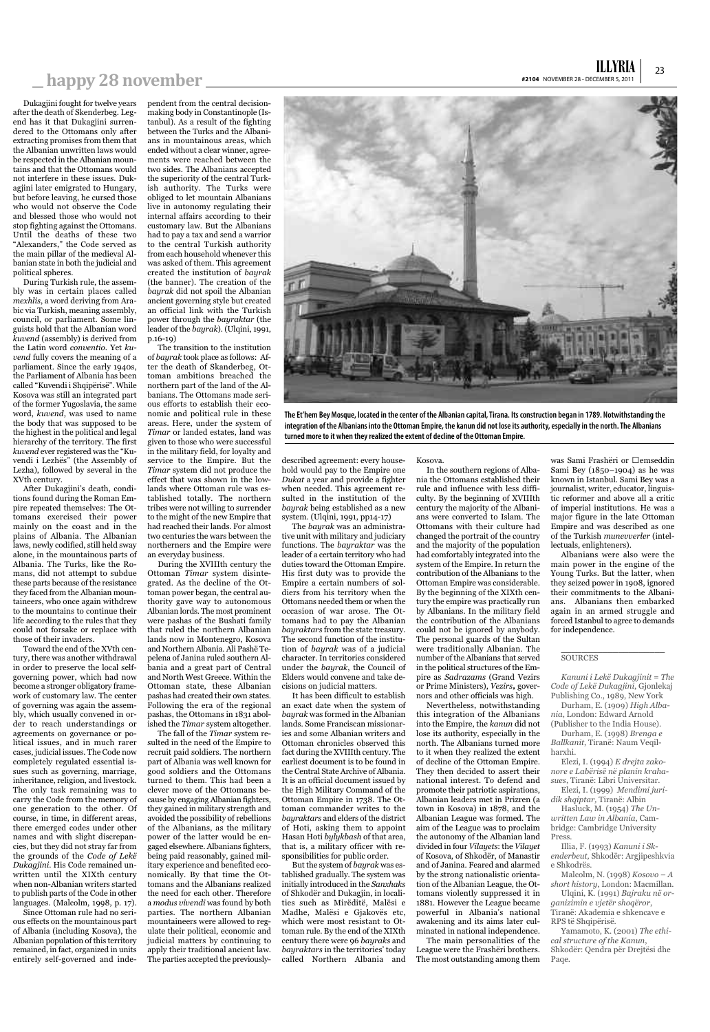Dukagjini fought for twelve years after the death of Skenderbeg. Legend has it that Dukagjini surrendered to the Ottomans only after extracting promises from them that the Albanian unwritten laws would be respected in the Albanian mountains and that the Ottomans would not interfere in these issues. Dukagjini later emigrated to Hungary, but before leaving, he cursed those who would not observe the Code and blessed those who would not stop fighting against the Ottomans. Until the deaths of these two "Alexanders," the Code served as the main pillar of the medieval Albanian state in both the judicial and political spheres.

During Turkish rule, the assembly was in certain places called *mexhlis*, a word deriving from Arabic via Turkish, meaning assembly, council, or parliament. Some linguists hold that the Albanian word *kuvend* (assembly) is derived from the Latin word *conventio*. Yet *kuvend* fully covers the meaning of a parliament. Since the early 1940s, the Parliament of Albania has been called "Kuvendi i Shqipërisë". While Kosova was still an integrated part of the former Yugoslavia, the same word, *kuvend*, was used to name the body that was supposed to be the highest in the political and legal hierarchy of the territory. The first *kuvend* ever registered was the "Kuvendi i Lezhës" (the Assembly of Lezha), followed by several in the XVth century.

After Dukagjini's death, conditions found during the Roman Empire repeated themselves: The Ottomans exercised their power mainly on the coast and in the plains of Albania. The Albanian laws, newly codified, still held sway alone, in the mountainous parts of Albania. The Turks, like the Romans, did not attempt to subdue these parts because of the resistance they faced from the Albanian mountaineers, who once again withdrew to the mountains to continue their life according to the rules that they could not forsake or replace with those of their invaders.

Toward the end of the XVth century, there was another withdrawal in order to preserve the local self-governing power, which had now become a stronger obligatory framework of customary law. The center of governing was again the assembly, which usually convened in order to reach understandings or agreements on governance or political issues, and in much rarer cases, judicial issues. The Code now completely regulated essential issues such as governing, marriage, inheritance, religion, and livestock. The only task remaining was to carry the Code from the memory of one generation to the other. Of course, in time, in different areas, there emerged codes under other names and with slight discrepancies, but they did not stray far from the grounds of the *Code of Lekë Dukagjini*. His Code remained unwritten until the XIXth century when non-Albanian writers started to publish parts of the Code in other languages. (Malcolm, 1998, p. 17).

Since Ottoman rule had no serious effects on the mountainous part of Albania (including Kosova), the Albanian population of this territory remained, in fact, organized in units entirely self-governed and independent from the central decision-making body in Constantinople (Istanbul). As a result of the fighting between the Turks and the Albanians in mountainous areas, which ended without a clear winner, agreements were reached between the two sides. The Albanians accepted the superiority of the central Turkish authority. The Turks were obliged to let mountain Albanians live in autonomy regulating their internal affairs according to their customary law. But the Albanians had to pay a tax and send a warrior to the central Turkish authority from each household whenever this was asked of them. This agreement created the institution of *bayrak* (the banner). The creation of the *bayrak* did not spoil the Albanian ancient governing style but created an official link with the Turkish power through the *bayraktar* (the leader of the *bayrak*). (Ulqini, 1991, p.16-19)

The transition to the institution of *bayrak* took place as follows: After the death of Skanderbeg, Ottoman ambitions breached the northern part of the land of the Albanians. The Ottomans made serious efforts to establish their economic and political rule in these areas. Here, under the system of *Timar* or landed estates, land was given to those who were successful in the military field, for loyalty and service to the Empire. But the *Timar* system did not produce the effect that was shown in the lowlands where Ottoman rule was established totally. The northern tribes were not willing to surrender to the might of the new Empire that had reached their lands. For almost two centuries the wars between the northerners and the Empire were an everyday business.

During the XVIIIth century the Ottoman *Timar* system disintegrated. As the decline of the Ottoman power began, the central authority gave way to autonomous Albanian lords. The most prominent were pashas of the Bushati family that ruled the northern Albanian lands now in Montenegro, Kosova and Northern Albania. Ali Pashë Tepelena of Janina ruled southern Albania and a great part of Central and North West Greece. Within the Ottoman state, these Albanian pashas had created their own states. Following the era of the regional pashas, the Ottomans in 1831 abolished the *Timar* system altogether.

The fall of the *Timar* system resulted in the need of the Empire to recruit paid soldiers. The northern part of Albania was well known for good soldiers and the Ottomans turned to them. This had been a clever move of the Ottomans because by engaging Albanian fighters, they gained in military strength and avoided the possibility of rebellions of the Albanians, as the military power of the latter would be engaged elsewhere. Albanians fighters, being paid reasonably, gained military experience and benefited economically. By that time the Ottomans and the Albanians realized the need for each other. Therefore a *modus vivendi* was found by both parties. The northern Albanian mountaineers were allowed to regulate their political, economic and judicial matters by continuing to apply their traditional ancient law. The parties accepted the previously-described agreement: every household would pay to the Empire one *Dukat* a year and provide a fighter when needed. This agreement resulted in the institution of the *bayrak* being established as a new system. (Ulqini, 1991, pp14-17)

The Et'hem Bey Mosque, located in the center of the Albanian capital, Tirana. Its construction began in 1789. Notwithstanding the integration of the Albanians into the Ottoman Empire, the kanun did not lose its authority, especially in the north. The Albanians turned more to it when they realized the extent of decline of the Ottoman Empire.

The *bayrak* was an administrative unit with military and judiciary functions. The *bayraktar* was the leader of a certain territory who had duties toward the Ottoman Empire. His first duty was to provide the Empire a certain numbers of soldiers from his territory when the Ottomans needed them or when the occasion of war arose. The Ottomans had to pay the Albanian *bayraktars* from the state treasury. The second function of the institution of *bayrak* was of a judicial character. In territories considered under the *bayrak*, the Council of Elders would convene and take decisions on judicial matters.

It has been difficult to establish an exact date when the system of *bayrak* was formed in the Albanian lands. Some Franciscan missionaries and some Albanian writers and Ottoman chronicles observed this fact during the XVIIIth century. The earliest document is to be found in the Central State Archive of Albania. It is an official document issued by the High Military Command of the Ottoman Empire in 1738. The Ottoman commander writes to the *bayraktars* and elders of the district of Hoti, asking them to appoint Hasan Hoti *bylykbash* of that area, that is, a military officer with responsibilities for public order.

But the system of *bayrak* was established gradually. The system was initially introduced in the *Sanxhaks* of Shkodër and Dukagjin, in localities such as Mirëditë, Malësi e Madhe, Malësi e Gjakovës etc, which were most resistant to Ottoman rule. By the end of the XIXth century there were 96 *bayraks* and *bayraktars* in the territories' today called Northern Albania and Kosova.

In the southern regions of Albania the Ottomans established their rule and influence with less difficulty. By the beginning of XVIIIth century the majority of the Albanians were converted to Islam. The Ottomans with their culture had changed the portrait of the country and the majority of the population had comfortably integrated into the system of the Empire. In return the contribution of the Albanians to the Ottoman Empire was considerable. By the beginning of the XIXth century the empire was practically run by Albanians. In the military field the contribution of the Albanians could not be ignored by anybody. The personal guards of the Sultan were traditionally Albanian. The number of the Albanians that served in the political structures of the Empire as *Sadrazams* (Grand Vezirs or Prime Ministers), *Vezirs*, governors and other officials was high.

Nevertheless, notwithstanding this integration of the Albanians into the Empire, the *kanun* did not lose its authority, especially in the north. The Albanians turned more to it when they realized the extent of decline of the Ottoman Empire. They then decided to assert their national interest. To defend and promote their patriotic aspirations, Albanian leaders met in Prizren (a town in Kosova) in 1878, and the Albanian League was formed. The aim of the League was to proclaim the autonomy of the Albanian land divided in four *Vilayets*: the *Vilayet* of Kosova, of Shkodër, of Manastir and of Janina. Feared and alarmed by the strong nationalistic orientation of the Albanian League, the Ottomans violently suppressed it in 1881. However the League became powerful in Albania's national awakening and its aims later culminated in national independence.

The main personalities of the League were the Frashëri brothers. The most outstanding among them was Sami Frashëri or Şemseddin Sami Bey (1850–1904) as he was known in Istanbul. Sami Bey was a journalist, writer, educator, linguistic reformer and above all a critic of imperial institutions. He was a major figure in the late Ottoman Empire and was described as one of the Turkish *munevverler* (intellectuals, enlighteners).

Albanians were also were the main power in the engine of the Young Turks. But the latter, when they seized power in 1908, ignored their commitments to the Albanians. Albanians then embarked again in an armed struggle and forced Istanbul to agree to demands for independence.

SOURCES

*Kanuni i Lekë Dukagjinit = The Code of Lekë Dukagjini*, Gjonlekaj Publishing Co., 1989, New York

Durham, E. (1909) *High Albania*, London: Edward Arnold (Publisher to the India House).

Durham, E. (1998) *Brenga e Ballkanit*, Tiranë: Naum Veqilharxhi.

Elezi, I. (1994) *E drejta zakonore e Labërisë në planin krahasues*, Tiranë: Libri Universitar.

Elezi, I. (1999) *Mendimi juridik shqiptar*, Tiranë: Albin

Hasluck, M. (1954) *The Unwritten Law in Albania*, Cambridge: Cambridge University Press.

Illia, F. (1993) *Kanuni i Skenderbeut*, Shkodër: Argjipeshkvia e Shkodrës.

Malcolm, N. (1998) *Kosovo – A short history*, London: Macmillan.

Ulqini, K. (1991) *Bajraku në organizimin e vjetër shoqëror*, Tiranë: Akademia e shkencave e RPS të Shqipërisë.

Yamamoto, K. (2001) *The ethical structure of the Kanun*, Shkodër: Qendra për Drejtësi dhe Paqe.